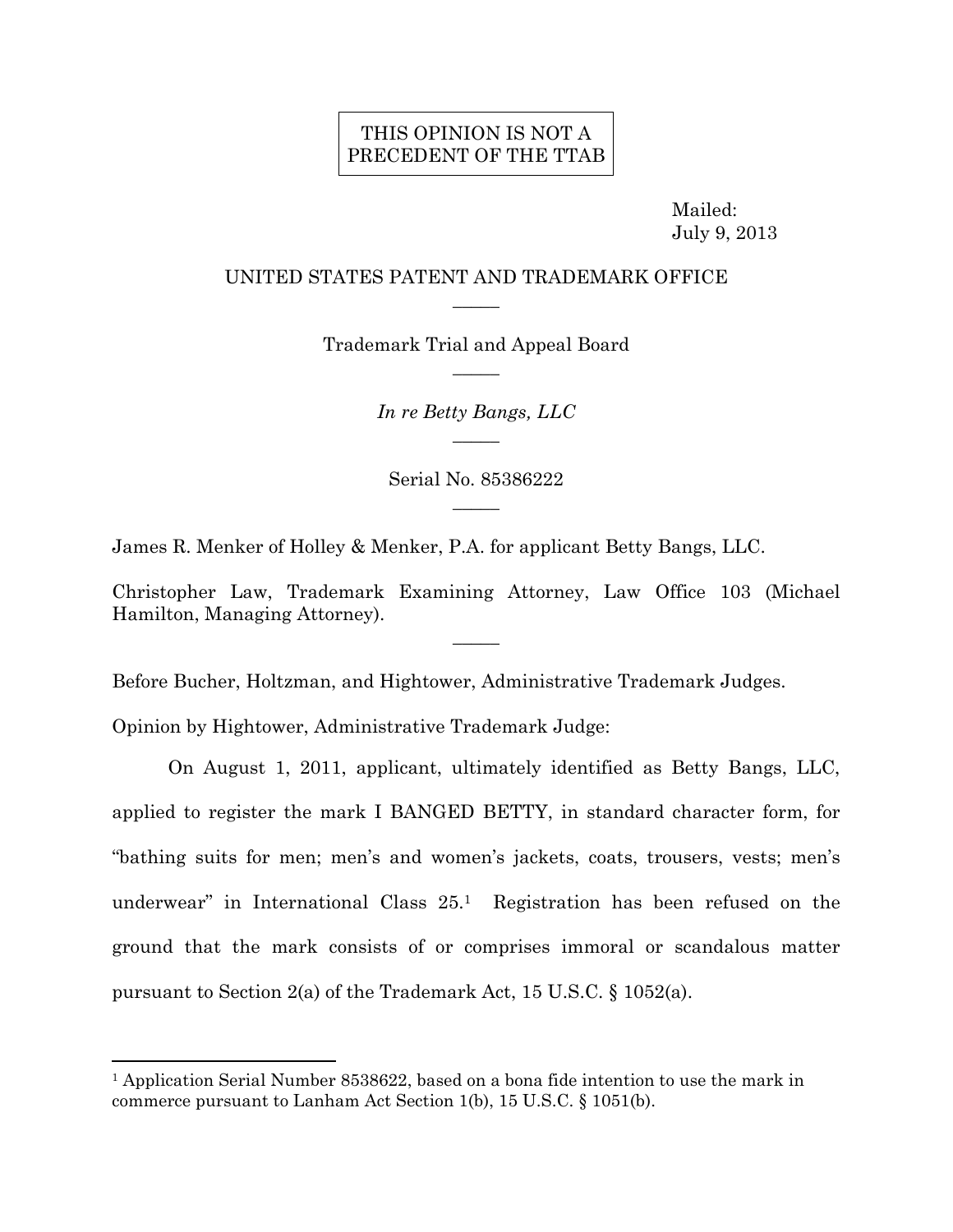THIS OPINION IS NOT A PRECEDENT OF THE TTAB

Mailed:
July 9, 2013

UNITED STATES PATENT AND TRADEMARK OFFICE

Trademark Trial and Appeal Board

*In re Betty Bangs, LLC*

Serial No. 85386222

James R. Menker of Holley & Menker, P.A. for applicant Betty Bangs, LLC.

Christopher Law, Trademark Examining Attorney, Law Office 103 (Michael Hamilton, Managing Attorney).

Before Bucher, Holtzman, and Hightower, Administrative Trademark Judges.

Opinion by Hightower, Administrative Trademark Judge:

On August 1, 2011, applicant, ultimately identified as Betty Bangs, LLC, applied to register the mark I BANGED BETTY, in standard character form, for "bathing suits for men; men's and women's jackets, coats, trousers, vests; men's underwear" in International Class 25.[1] Registration has been refused on the ground that the mark consists of or comprises immoral or scandalous matter pursuant to Section 2(a) of the Trademark Act, 15 U.S.C. § 1052(a).

[1] Application Serial Number 8538622, based on a bona fide intention to use the mark in commerce pursuant to Lanham Act Section 1(b), 15 U.S.C. § 1051(b).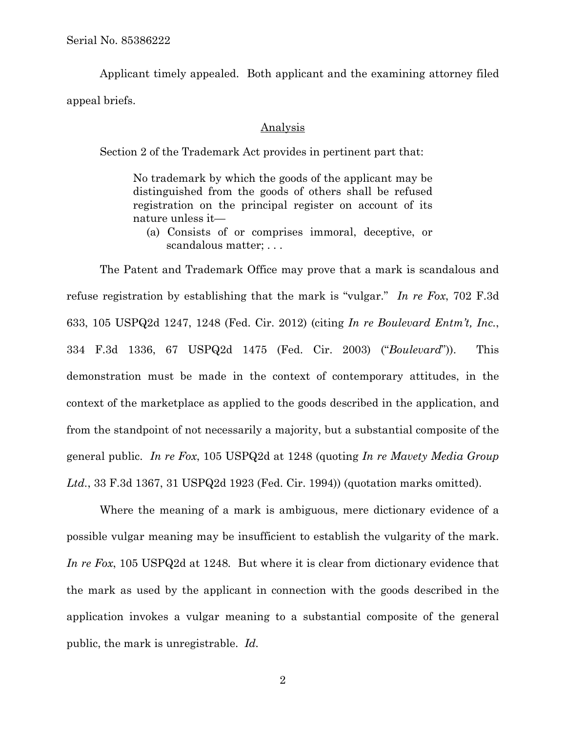Applicant timely appealed. Both applicant and the examining attorney filed appeal briefs.

## Analysis

Section 2 of the Trademark Act provides in pertinent part that:

> No trademark by which the goods of the applicant may be distinguished from the goods of others shall be refused registration on the principal register on account of its nature unless it—
>
> (a) Consists of or comprises immoral, deceptive, or scandalous matter; . . .

The Patent and Trademark Office may prove that a mark is scandalous and refuse registration by establishing that the mark is "vulgar." *In re Fox*, 702 F.3d 633, 105 USPQ2d 1247, 1248 (Fed. Cir. 2012) (citing *In re Boulevard Entm't, Inc.*, 334 F.3d 1336, 67 USPQ2d 1475 (Fed. Cir. 2003) ("*Boulevard*")). This demonstration must be made in the context of contemporary attitudes, in the context of the marketplace as applied to the goods described in the application, and from the standpoint of not necessarily a majority, but a substantial composite of the general public. *In re Fox*, 105 USPQ2d at 1248 (quoting *In re Mavety Media Group Ltd.*, 33 F.3d 1367, 31 USPQ2d 1923 (Fed. Cir. 1994)) (quotation marks omitted).

Where the meaning of a mark is ambiguous, mere dictionary evidence of a possible vulgar meaning may be insufficient to establish the vulgarity of the mark. *In re Fox*, 105 USPQ2d at 1248. But where it is clear from dictionary evidence that the mark as used by the applicant in connection with the goods described in the application invokes a vulgar meaning to a substantial composite of the general public, the mark is unregistrable. *Id.*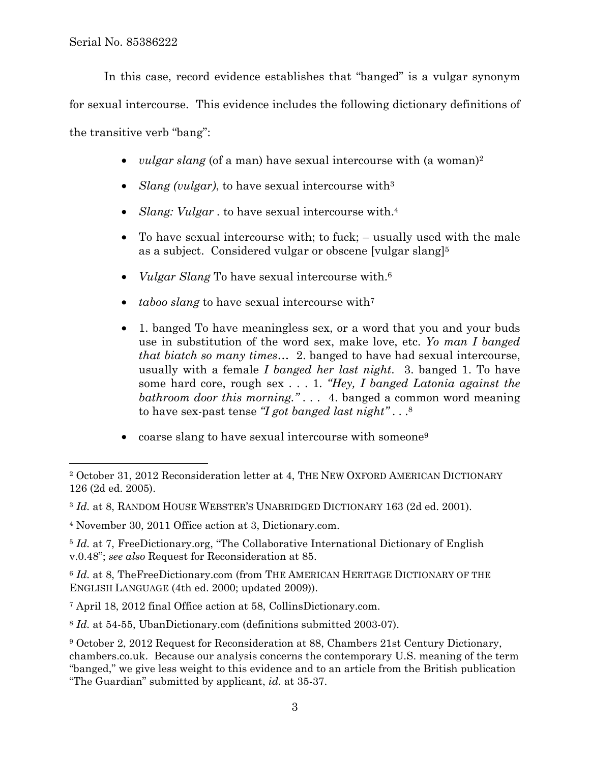In this case, record evidence establishes that "banged" is a vulgar synonym for sexual intercourse. This evidence includes the following dictionary definitions of the transitive verb "bang":

- *vulgar slang* (of a man) have sexual intercourse with (a woman)[2]
- *Slang (vulgar)*, to have sexual intercourse with[3]
- *Slang: Vulgar* . to have sexual intercourse with.[4]
- To have sexual intercourse with; to fuck; – usually used with the male as a subject. Considered vulgar or obscene [vulgar slang][5]
- *Vulgar Slang* To have sexual intercourse with.[6]
- *taboo slang* to have sexual intercourse with[7]
- 1. banged To have meaningless sex, or a word that you and your buds use in substitution of the word sex, make love, etc. *Yo man I banged that biatch so many times…* 2. banged to have had sexual intercourse, usually with a female *I banged her last night*. 3. banged 1. To have some hard core, rough sex . . . 1. *"Hey, I banged Latonia against the bathroom door this morning."* . . . 4. banged a common word meaning to have sex-past tense *"I got banged last night"* . . .[8]
- coarse slang to have sexual intercourse with someone[9]

---

[2] October 31, 2012 Reconsideration letter at 4, THE NEW OXFORD AMERICAN DICTIONARY 126 (2d ed. 2005).

[3] *Id.* at 8, RANDOM HOUSE WEBSTER'S UNABRIDGED DICTIONARY 163 (2d ed. 2001).

[4] November 30, 2011 Office action at 3, Dictionary.com.

[5] *Id.* at 7, FreeDictionary.org, "The Collaborative International Dictionary of English v.0.48"; *see also* Request for Reconsideration at 85.

[6] *Id.* at 8, TheFreeDictionary.com (from THE AMERICAN HERITAGE DICTIONARY OF THE ENGLISH LANGUAGE (4th ed. 2000; updated 2009)).

[7] April 18, 2012 final Office action at 58, CollinsDictionary.com.

[8] *Id.* at 54-55, UbanDictionary.com (definitions submitted 2003-07).

[9] October 2, 2012 Request for Reconsideration at 88, Chambers 21st Century Dictionary, chambers.co.uk. Because our analysis concerns the contemporary U.S. meaning of the term "banged," we give less weight to this evidence and to an article from the British publication "The Guardian" submitted by applicant, *id.* at 35-37.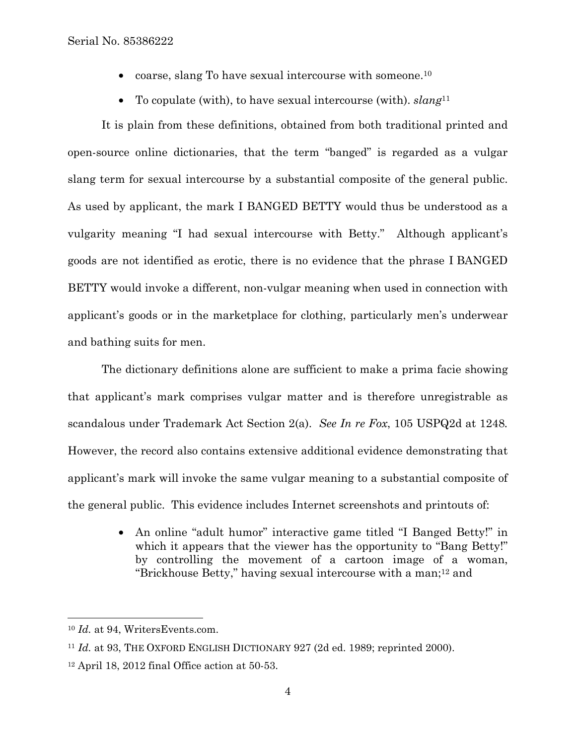- coarse, slang To have sexual intercourse with someone.[10]
- To copulate (with), to have sexual intercourse (with). *slang*[11]

It is plain from these definitions, obtained from both traditional printed and open-source online dictionaries, that the term "banged" is regarded as a vulgar slang term for sexual intercourse by a substantial composite of the general public. As used by applicant, the mark I BANGED BETTY would thus be understood as a vulgarity meaning "I had sexual intercourse with Betty." Although applicant's goods are not identified as erotic, there is no evidence that the phrase I BANGED BETTY would invoke a different, non-vulgar meaning when used in connection with applicant's goods or in the marketplace for clothing, particularly men's underwear and bathing suits for men.

The dictionary definitions alone are sufficient to make a prima facie showing that applicant's mark comprises vulgar matter and is therefore unregistrable as scandalous under Trademark Act Section 2(a). *See In re Fox*, 105 USPQ2d at 1248. However, the record also contains extensive additional evidence demonstrating that applicant's mark will invoke the same vulgar meaning to a substantial composite of the general public. This evidence includes Internet screenshots and printouts of:

- An online "adult humor" interactive game titled "I Banged Betty!" in which it appears that the viewer has the opportunity to "Bang Betty!" by controlling the movement of a cartoon image of a woman, "Brickhouse Betty," having sexual intercourse with a man;[12] and

---

[10] *Id.* at 94, WritersEvents.com.

[11] *Id.* at 93, THE OXFORD ENGLISH DICTIONARY 927 (2d ed. 1989; reprinted 2000).

[12] April 18, 2012 final Office action at 50-53.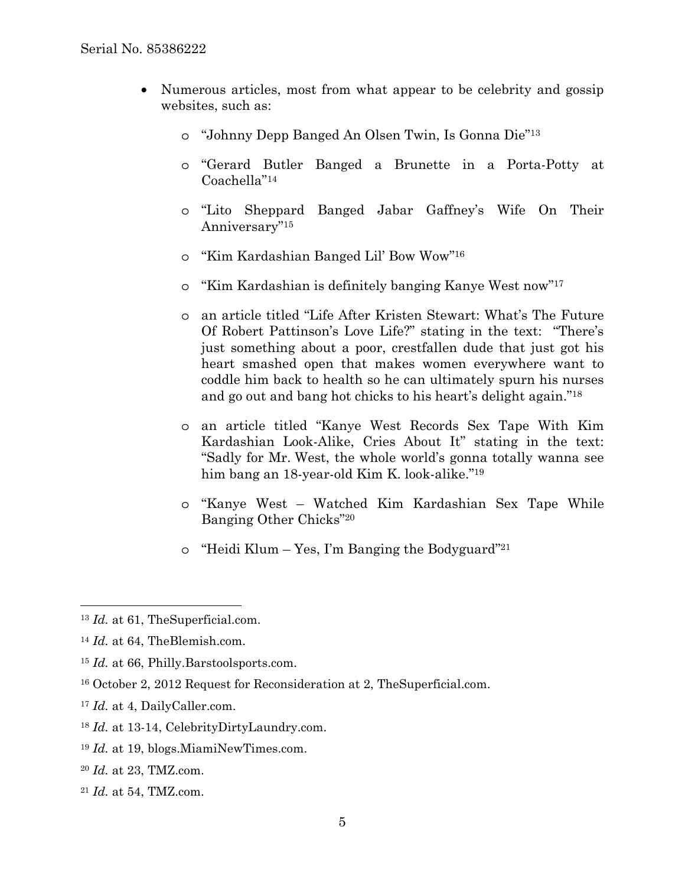- Numerous articles, most from what appear to be celebrity and gossip websites, such as:
    - "Johnny Depp Banged An Olsen Twin, Is Gonna Die"[13]
    - "Gerard Butler Banged a Brunette in a Porta-Potty at Coachella"[14]
    - "Lito Sheppard Banged Jabar Gaffney's Wife On Their Anniversary"[15]
    - "Kim Kardashian Banged Lil' Bow Wow"[16]
    - "Kim Kardashian is definitely banging Kanye West now"[17]
    - an article titled "Life After Kristen Stewart: What's The Future Of Robert Pattinson's Love Life?" stating in the text: "There's just something about a poor, crestfallen dude that just got his heart smashed open that makes women everywhere want to coddle him back to health so he can ultimately spurn his nurses and go out and bang hot chicks to his heart's delight again."[18]
    - an article titled "Kanye West Records Sex Tape With Kim Kardashian Look-Alike, Cries About It" stating in the text: "Sadly for Mr. West, the whole world's gonna totally wanna see him bang an 18-year-old Kim K. look-alike."[19]
    - "Kanye West – Watched Kim Kardashian Sex Tape While Banging Other Chicks"[20]
    - "Heidi Klum – Yes, I'm Banging the Bodyguard"[21]

---

[13] *Id.* at 61, TheSuperficial.com.

[14] *Id.* at 64, TheBlemish.com.

[15] *Id.* at 66, Philly.Barstoolsports.com.

[16] October 2, 2012 Request for Reconsideration at 2, TheSuperficial.com.

[17] *Id.* at 4, DailyCaller.com.

[18] *Id.* at 13-14, CelebrityDirtyLaundry.com.

[19] *Id.* at 19, blogs.MiamiNewTimes.com.

[20] *Id.* at 23, TMZ.com.

[21] *Id.* at 54, TMZ.com.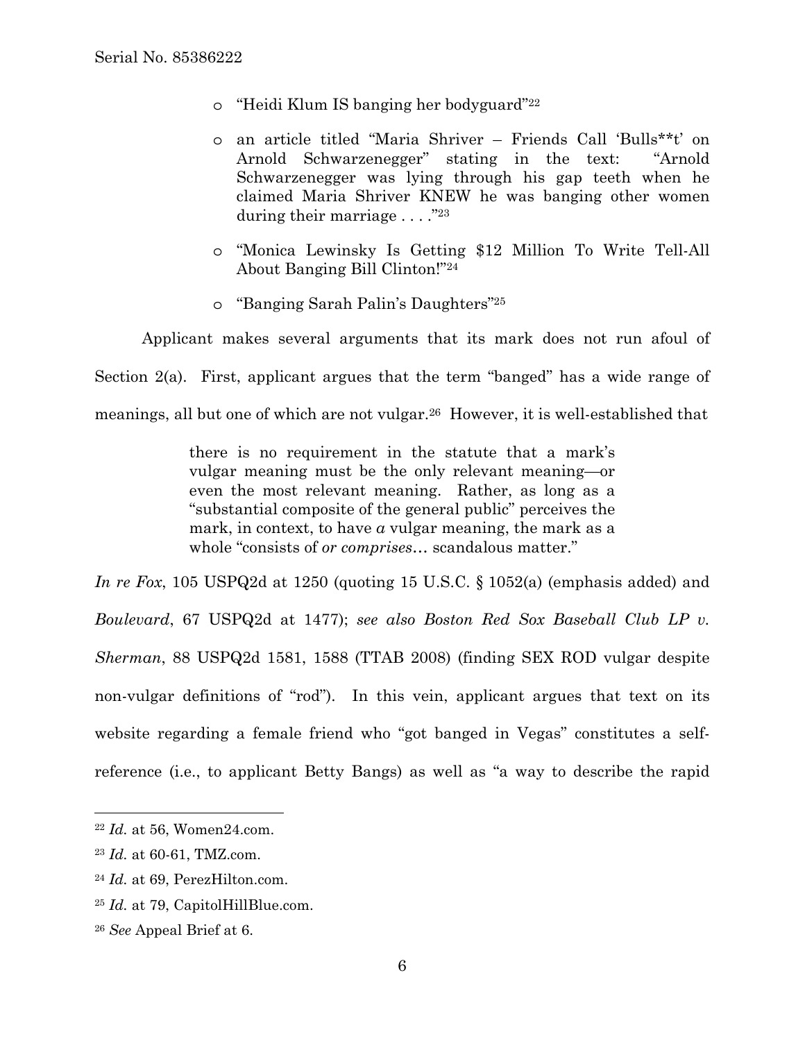- "Heidi Klum IS banging her bodyguard"[22]

- an article titled "Maria Shriver – Friends Call 'Bulls**t' on Arnold Schwarzenegger" stating in the text: "Arnold Schwarzenegger was lying through his gap teeth when he claimed Maria Shriver KNEW he was banging other women during their marriage . . . ."[23]

- "Monica Lewinsky Is Getting $12 Million To Write Tell-All About Banging Bill Clinton!"[24]

- "Banging Sarah Palin's Daughters"[25]

Applicant makes several arguments that its mark does not run afoul of Section 2(a). First, applicant argues that the term "banged" has a wide range of meanings, all but one of which are not vulgar.[26] However, it is well-established that

> there is no requirement in the statute that a mark's vulgar meaning must be the only relevant meaning—or even the most relevant meaning. Rather, as long as a "substantial composite of the general public" perceives the mark, in context, to have *a* vulgar meaning, the mark as a whole "consists of *or comprises*… scandalous matter."

*In re Fox*, 105 USPQ2d at 1250 (quoting 15 U.S.C. § 1052(a) (emphasis added) and *Boulevard*, 67 USPQ2d at 1477); *see also Boston Red Sox Baseball Club LP v. Sherman*, 88 USPQ2d 1581, 1588 (TTAB 2008) (finding SEX ROD vulgar despite non-vulgar definitions of "rod"). In this vein, applicant argues that text on its website regarding a female friend who "got banged in Vegas" constitutes a self-reference (i.e., to applicant Betty Bangs) as well as "a way to describe the rapid

---

[22] *Id.* at 56, Women24.com.

[23] *Id.* at 60-61, TMZ.com.

[24] *Id.* at 69, PerezHilton.com.

[25] *Id.* at 79, CapitolHillBlue.com.

[26] *See* Appeal Brief at 6.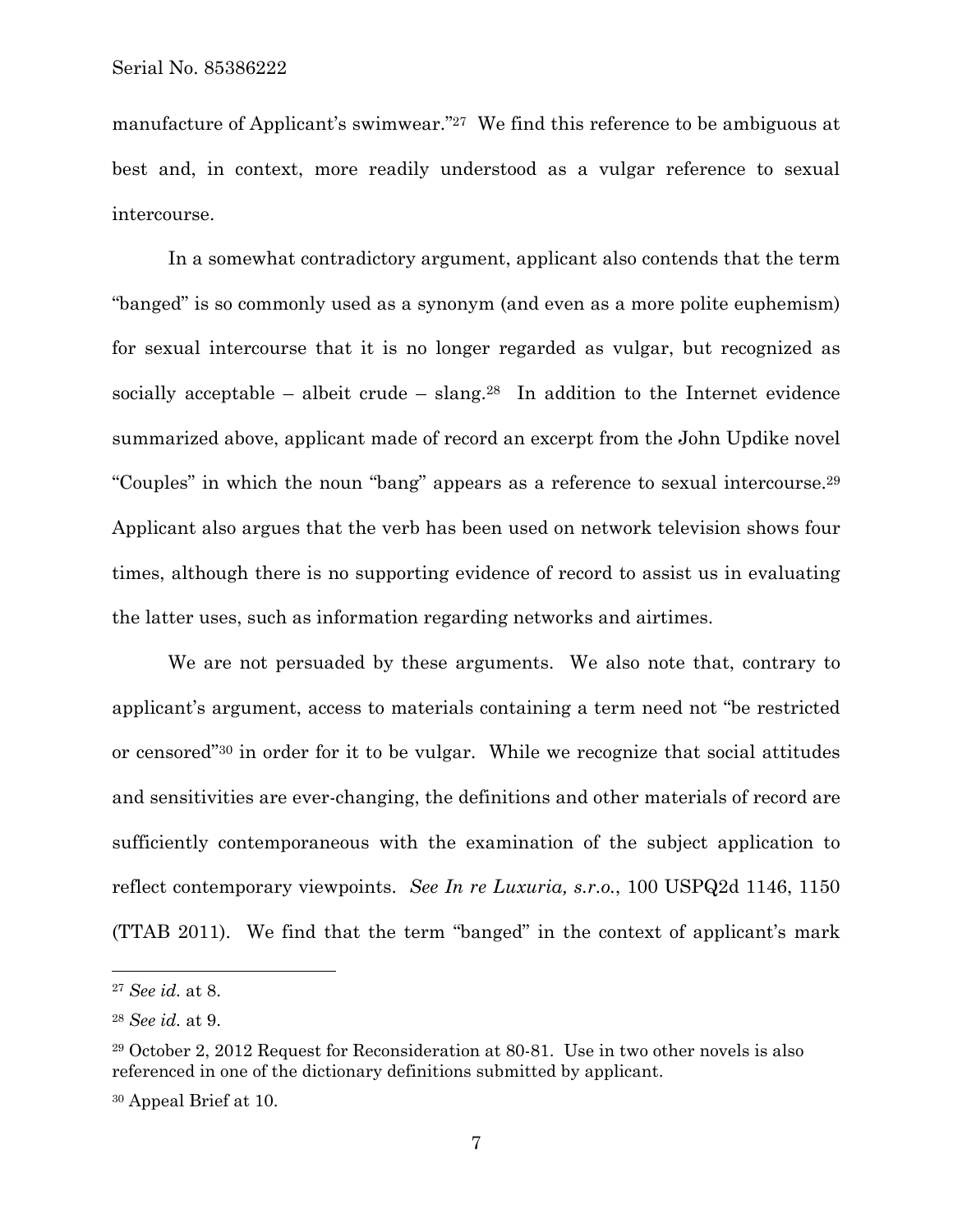manufacture of Applicant's swimwear."[27] We find this reference to be ambiguous at best and, in context, more readily understood as a vulgar reference to sexual intercourse.

In a somewhat contradictory argument, applicant also contends that the term "banged" is so commonly used as a synonym (and even as a more polite euphemism) for sexual intercourse that it is no longer regarded as vulgar, but recognized as socially acceptable – albeit crude – slang.[28] In addition to the Internet evidence summarized above, applicant made of record an excerpt from the John Updike novel "Couples" in which the noun "bang" appears as a reference to sexual intercourse.[29] Applicant also argues that the verb has been used on network television shows four times, although there is no supporting evidence of record to assist us in evaluating the latter uses, such as information regarding networks and airtimes.

We are not persuaded by these arguments. We also note that, contrary to applicant's argument, access to materials containing a term need not "be restricted or censored"[30] in order for it to be vulgar. While we recognize that social attitudes and sensitivities are ever-changing, the definitions and other materials of record are sufficiently contemporaneous with the examination of the subject application to reflect contemporary viewpoints. *See In re Luxuria, s.r.o.*, 100 USPQ2d 1146, 1150 (TTAB 2011). We find that the term "banged" in the context of applicant's mark

---

[27] *See id.* at 8.

[28] *See id.* at 9.

[29] October 2, 2012 Request for Reconsideration at 80-81. Use in two other novels is also referenced in one of the dictionary definitions submitted by applicant.

[30] Appeal Brief at 10.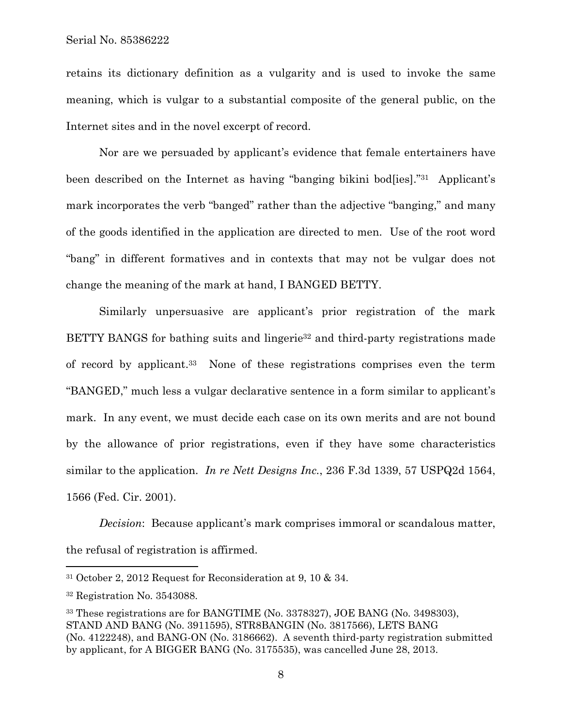retains its dictionary definition as a vulgarity and is used to invoke the same meaning, which is vulgar to a substantial composite of the general public, on the Internet sites and in the novel excerpt of record.

Nor are we persuaded by applicant's evidence that female entertainers have been described on the Internet as having "banging bikini bod[ies]."[31] Applicant's mark incorporates the verb "banged" rather than the adjective "banging," and many of the goods identified in the application are directed to men. Use of the root word "bang" in different formatives and in contexts that may not be vulgar does not change the meaning of the mark at hand, I BANGED BETTY.

Similarly unpersuasive are applicant's prior registration of the mark BETTY BANGS for bathing suits and lingerie[32] and third-party registrations made of record by applicant.[33] None of these registrations comprises even the term "BANGED," much less a vulgar declarative sentence in a form similar to applicant's mark. In any event, we must decide each case on its own merits and are not bound by the allowance of prior registrations, even if they have some characteristics similar to the application. *In re Nett Designs Inc.*, 236 F.3d 1339, 57 USPQ2d 1564, 1566 (Fed. Cir. 2001).

*Decision*: Because applicant's mark comprises immoral or scandalous matter, the refusal of registration is affirmed.

---

[31] October 2, 2012 Request for Reconsideration at 9, 10 & 34.

[32] Registration No. 3543088.

[33] These registrations are for BANGTIME (No. 3378327), JOE BANG (No. 3498303), STAND AND BANG (No. 3911595), STR8BANGIN (No. 3817566), LETS BANG (No. 4122248), and BANG-ON (No. 3186662). A seventh third-party registration submitted by applicant, for A BIGGER BANG (No. 3175535), was cancelled June 28, 2013.